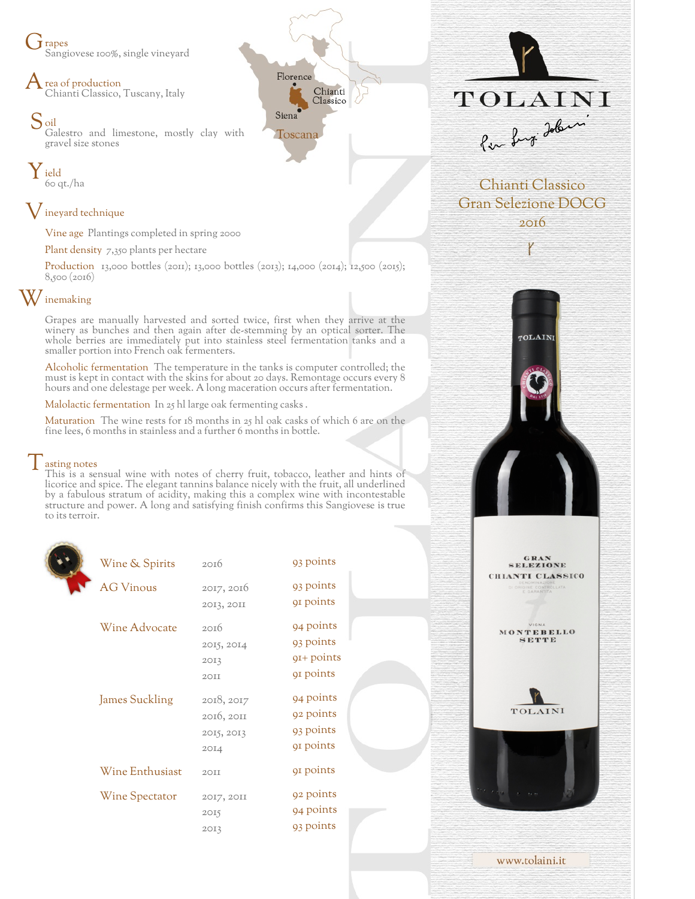# TOLAINI

## Chianti Classico Gran Selezione DOCG 2016

**Grapes**
Sangiovese 100%, single vineyard

**Area of production**
Chianti Classico, Tuscany, Italy

**Soil**
Galestro and limestone, mostly clay with gravel size stones

**Yield**
60 qt./ha

**Vineyard technique**

Vine age Plantings completed in spring 2000

Plant density 7,350 plants per hectare

Production 13,000 bottles (2011); 13,000 bottles (2013); 14,000 (2014); 12,500 (2015); 8,500 (2016)

**Winemaking**

Grapes are manually harvested and sorted twice, first when they arrive at the winery as bunches and then again after de-stemming by an optical sorter. The whole berries are immediately put into stainless steel fermentation tanks and a smaller portion into French oak fermenters.

Alcoholic fermentation The temperature in the tanks is computer controlled; the must is kept in contact with the skins for about 20 days. Remontage occurs every 8 hours and one delestage per week. A long maceration occurs after fermentation.

Malolactic fermentation In 25 hl large oak fermenting casks .

Maturation The wine rests for 18 months in 25 hl oak casks of which 6 are on the fine lees, 6 months in stainless and a further 6 months in bottle.

**Tasting notes**
This is a sensual wine with notes of cherry fruit, tobacco, leather and hints of licorice and spice. The elegant tannins balance nicely with the fruit, all underlined by a fabulous stratum of acidity, making this a complex wine with incontestable structure and power. A long and satisfying finish confirms this Sangiovese is true to its terroir.

| Publication | Vintage | Score |
|---|---|---|
| Wine & Spirits | 2016 | 93 points |
| AG Vinous | 2017, 2016 | 93 points |
| | 2013, 2011 | 91 points |
| Wine Advocate | 2016 | 94 points |
| | 2015, 2014 | 93 points |
| | 2013 | 91+ points |
| | 2011 | 91 points |
| James Suckling | 2018, 2017 | 94 points |
| | 2016, 2011 | 92 points |
| | 2015, 2013 | 93 points |
| | 2014 | 91 points |
| Wine Enthusiast | 2011 | 91 points |
| Wine Spectator | 2017, 2011 | 92 points |
| | 2015 | 94 points |
| | 2013 | 93 points |

www.tolaini.it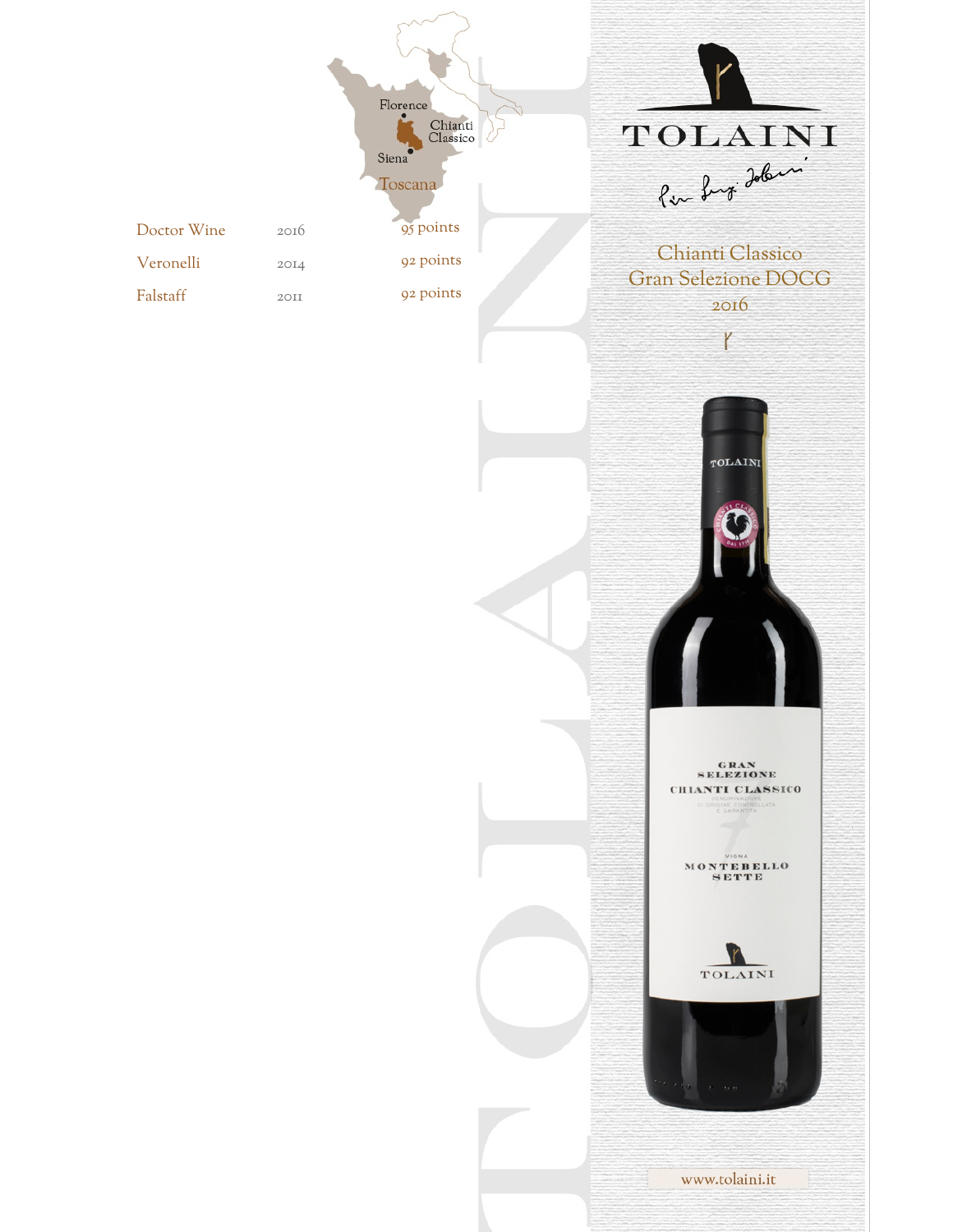# TOLAINI

## Chianti Classico Gran Selezione DOCG 2016

Florence
Chianti Classico
Siena
Toscana

| | | |
|---|---|---|
| Doctor Wine | 2016 | 95 points |
| Veronelli | 2014 | 92 points |
| Falstaff | 2011 | 92 points |

www.tolaini.it